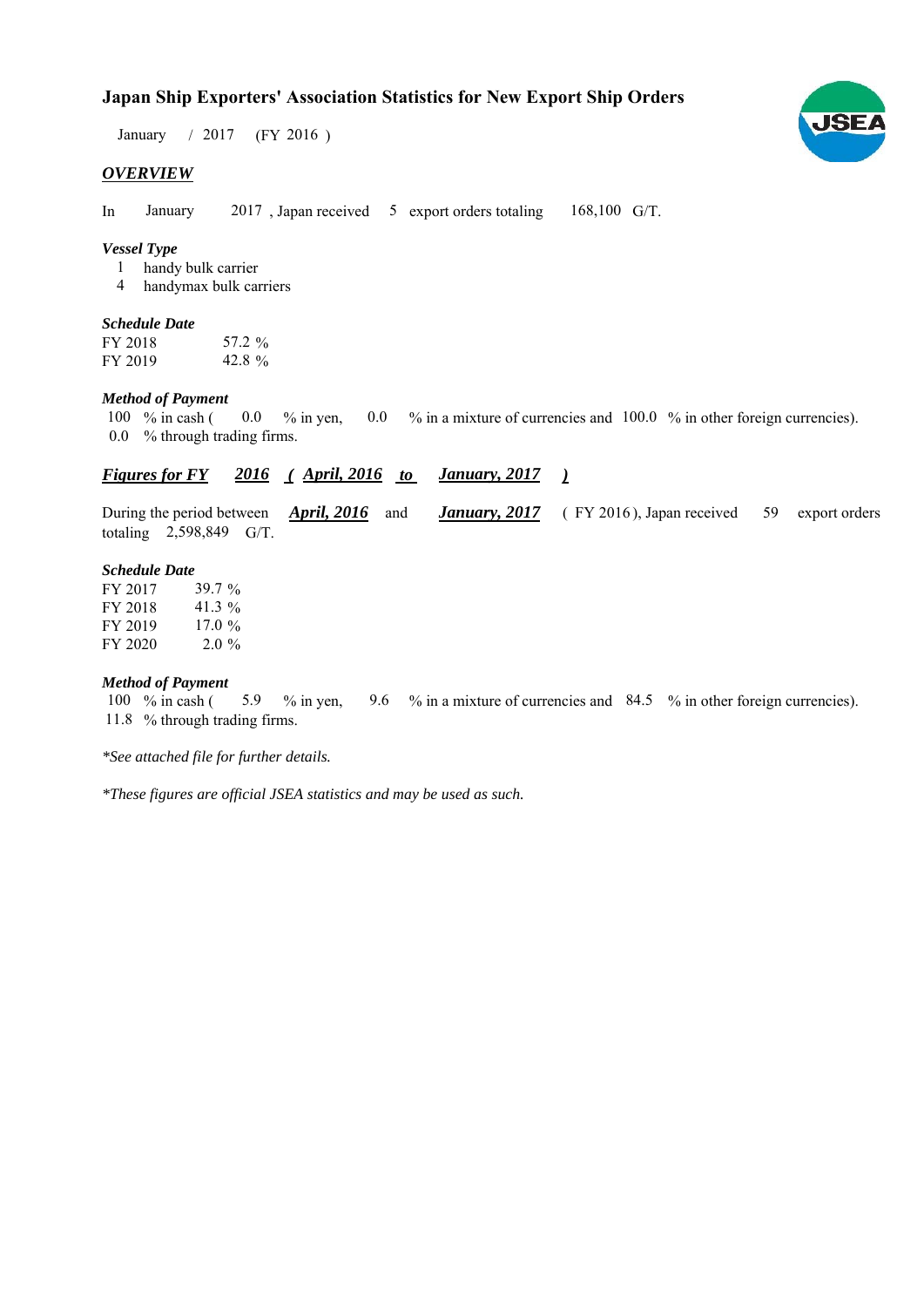# Japan Ship Exporters' Association Statistics for New Export Ship Orders

January / 2017 (FY 2016 )

## *OVERVIEW*

In January 2017 , Japan received 5 export orders totaling 168,100 G/T.

### *Vessel Type*

1 handy bulk carrier
4 handymax bulk carriers

### *Schedule Date*

FY 2018 57.2 %
FY 2019 42.8 %

### *Method of Payment*

100 % in cash ( 0.0 % in yen, 0.0 % in a mixture of currencies and 100.0 % in other foreign currencies).
0.0 % through trading firms.

## *Figures for FY 2016 ( April, 2016 to January, 2017 )*

During the period between ***April, 2016*** and ***January, 2017*** ( FY 2016 ), Japan received 59 export orders totaling 2,598,849 G/T.

### *Schedule Date*

FY 2017 39.7 %
FY 2018 41.3 %
FY 2019 17.0 %
FY 2020 2.0 %

### *Method of Payment*

100 % in cash ( 5.9 % in yen, 9.6 % in a mixture of currencies and 84.5 % in other foreign currencies).
11.8 % through trading firms.

*\*See attached file for further details.*

*\*These figures are official JSEA statistics and may be used as such.*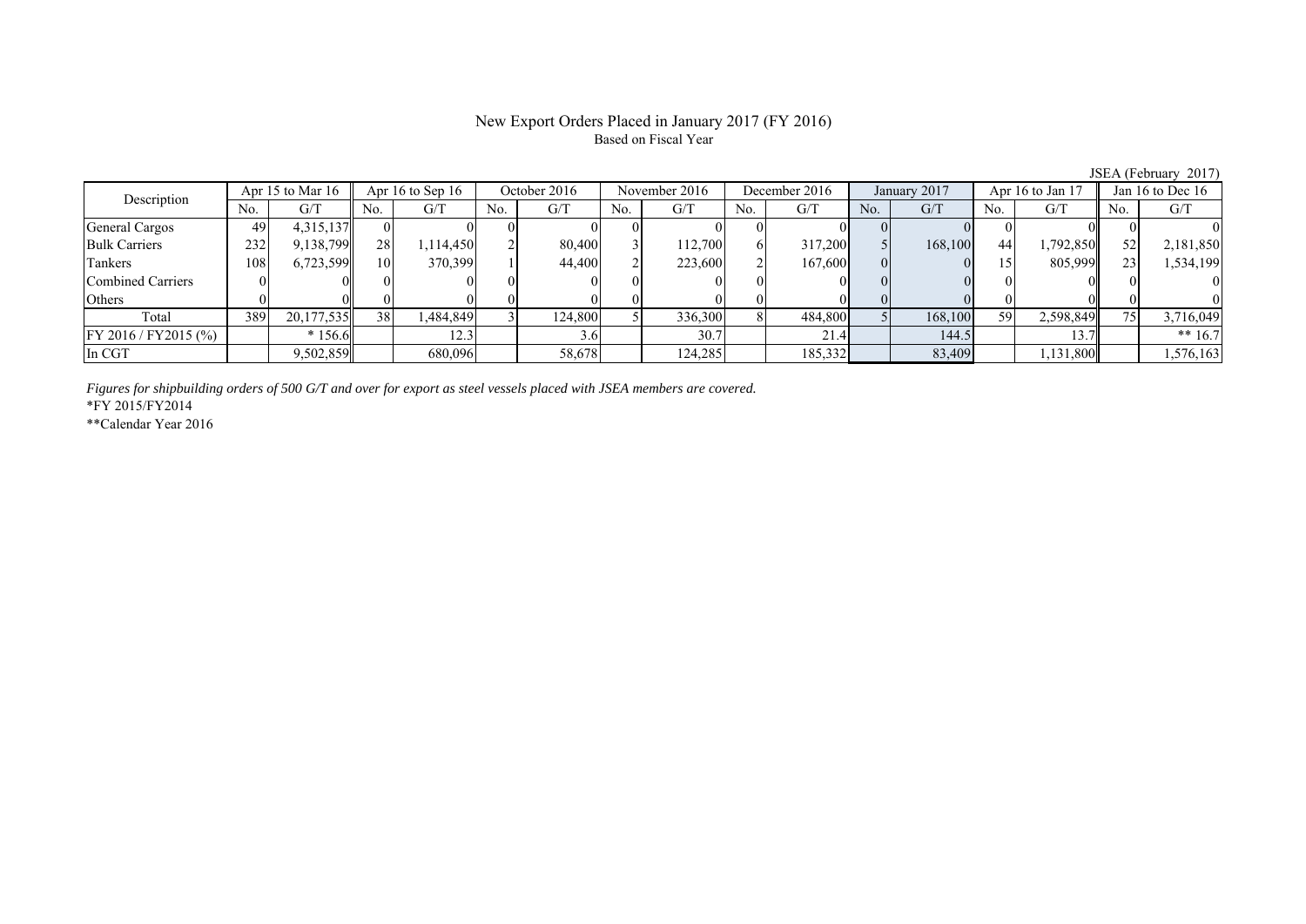# New Export Orders Placed in January 2017 (FY 2016)

Based on Fiscal Year

JSEA (February 2017)

| Description | Apr 15 to Mar 16 | | Apr 16 to Sep 16 | | October 2016 | | November 2016 | | December 2016 | | January 2017 | | Apr 16 to Jan 17 | | Jan 16 to Dec 16 | |
|---|---|---|---|---|---|---|---|---|---|---|---|---|---|---|---|---|
| | No. | G/T | No. | G/T | No. | G/T | No. | G/T | No. | G/T | No. | G/T | No. | G/T | No. | G/T |
| General Cargos | 49 | 4,315,137 | 0 | 0 | 0 | 0 | 0 | 0 | 0 | 0 | 0 | 0 | 0 | 0 | 0 | 0 |
| Bulk Carriers | 232 | 9,138,799 | 28 | 1,114,450 | 2 | 80,400 | 3 | 112,700 | 6 | 317,200 | 5 | 168,100 | 44 | 1,792,850 | 52 | 2,181,850 |
| Tankers | 108 | 6,723,599 | 10 | 370,399 | 1 | 44,400 | 2 | 223,600 | 2 | 167,600 | 0 | 0 | 15 | 805,999 | 23 | 1,534,199 |
| Combined Carriers | 0 | 0 | 0 | 0 | 0 | 0 | 0 | 0 | 0 | 0 | 0 | 0 | 0 | 0 | 0 | 0 |
| Others | 0 | 0 | 0 | 0 | 0 | 0 | 0 | 0 | 0 | 0 | 0 | 0 | 0 | 0 | 0 | 0 |
| Total | 389 | 20,177,535 | 38 | 1,484,849 | 3 | 124,800 | 5 | 336,300 | 8 | 484,800 | 5 | 168,100 | 59 | 2,598,849 | 75 | 3,716,049 |
| FY 2016 / FY2015 (%) | | * 156.6 | | 12.3 | | 3.6 | | 30.7 | | 21.4 | | 144.5 | | 13.7 | | ** 16.7 |
| In CGT | | 9,502,859 | | 680,096 | | 58,678 | | 124,285 | | 185,332 | | 83,409 | | 1,131,800 | | 1,576,163 |

*Figures for shipbuilding orders of 500 G/T and over for export as steel vessels placed with JSEA members are covered.*

*FY 2015/FY2014

**Calendar Year 2016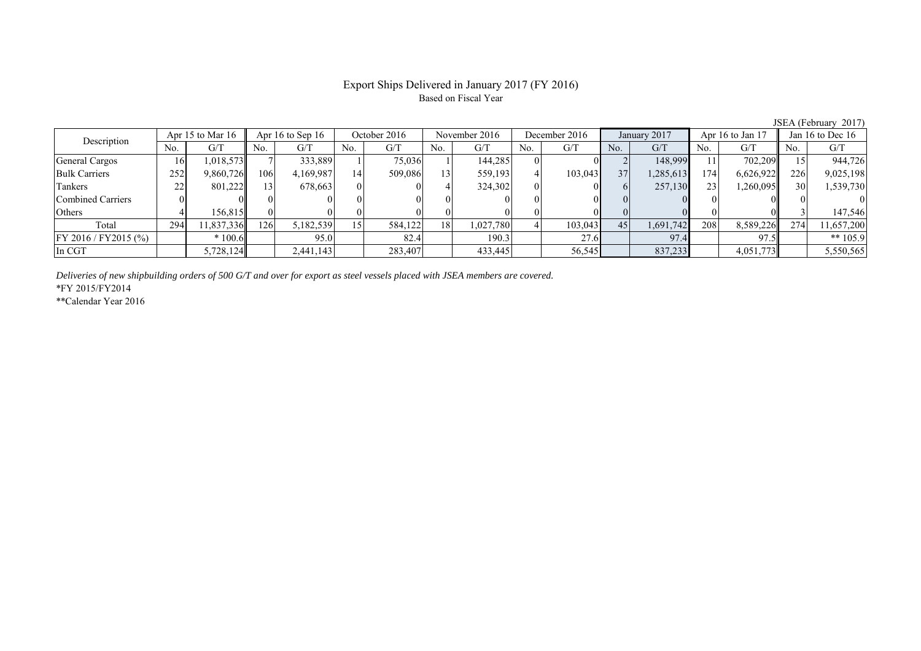# Export Ships Delivered in January 2017 (FY 2016)

Based on Fiscal Year

JSEA (February 2017)

| Description | Apr 15 to Mar 16 | | Apr 16 to Sep 16 | | October 2016 | | November 2016 | | December 2016 | | January 2017 | | Apr 16 to Jan 17 | | Jan 16 to Dec 16 | |
|---|---|---|---|---|---|---|---|---|---|---|---|---|---|---|---|---|
| | No. | G/T | No. | G/T | No. | G/T | No. | G/T | No. | G/T | No. | G/T | No. | G/T | No. | G/T |
| General Cargos | 16 | 1,018,573 | 7 | 333,889 | 1 | 75,036 | 1 | 144,285 | 0 | 0 | 2 | 148,999 | 11 | 702,209 | 15 | 944,726 |
| Bulk Carriers | 252 | 9,860,726 | 106 | 4,169,987 | 14 | 509,086 | 13 | 559,193 | 4 | 103,043 | 37 | 1,285,613 | 174 | 6,626,922 | 226 | 9,025,198 |
| Tankers | 22 | 801,222 | 13 | 678,663 | 0 | 0 | 4 | 324,302 | 0 | 0 | 6 | 257,130 | 23 | 1,260,095 | 30 | 1,539,730 |
| Combined Carriers | 0 | 0 | 0 | 0 | 0 | 0 | 0 | 0 | 0 | 0 | 0 | 0 | 0 | 0 | 0 | 0 |
| Others | 4 | 156,815 | 0 | 0 | 0 | 0 | 0 | 0 | 0 | 0 | 0 | 0 | 0 | 0 | 3 | 147,546 |
| Total | 294 | 11,837,336 | 126 | 5,182,539 | 15 | 584,122 | 18 | 1,027,780 | 4 | 103,043 | 45 | 1,691,742 | 208 | 8,589,226 | 274 | 11,657,200 |
| FY 2016 / FY2015 (%) | | * 100.6 | | 95.0 | | 82.4 | | 190.3 | | 27.6 | | 97.4 | | 97.5 | | ** 105.9 |
| In CGT | | 5,728,124 | | 2,441,143 | | 283,407 | | 433,445 | | 56,545 | | 837,233 | | 4,051,773 | | 5,550,565 |

*Deliveries of new shipbuilding orders of 500 G/T and over for export as steel vessels placed with JSEA members are covered.*

*FY 2015/FY2014

**Calendar Year 2016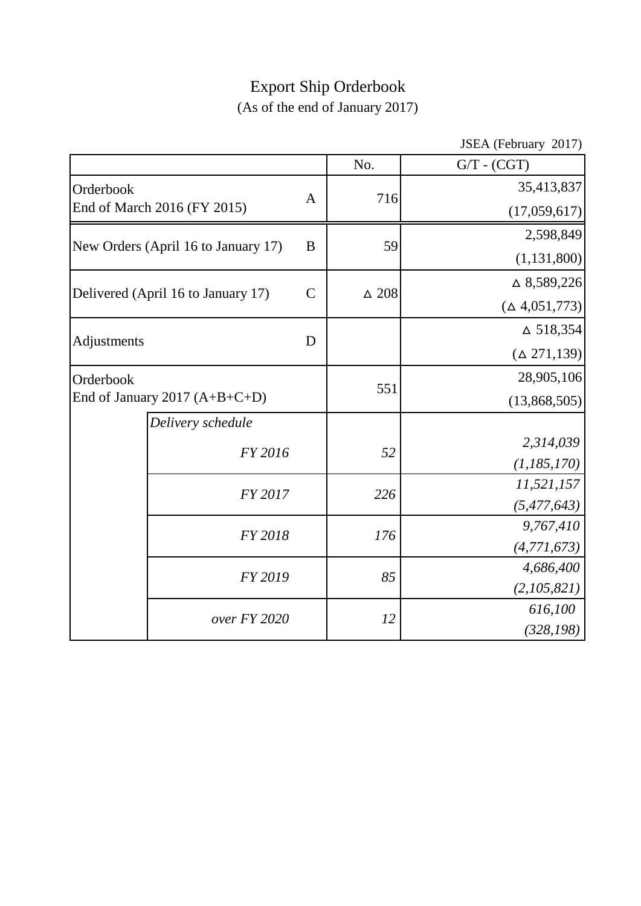# Export Ship Orderbook

(As of the end of January 2017)

JSEA (February 2017)

| | | | No. | G/T - (CGT) |
|---|---|---|---|---|
| Orderbook<br>End of March 2016 (FY 2015) | | A | 716 | 35,413,837<br>(17,059,617) |
| New Orders (April 16 to January 17) | | B | 59 | 2,598,849<br>(1,131,800) |
| Delivered (April 16 to January 17) | | C | ∆ 208 | ∆ 8,589,226<br>(∆ 4,051,773) |
| Adjustments | | D | | ∆ 518,354<br>(∆ 271,139) |
| Orderbook<br>End of January 2017 (A+B+C+D) | | | 551 | 28,905,106<br>(13,868,505) |
| | *Delivery schedule*<br>*FY 2016* | | *52* | *2,314,039*<br>*(1,185,170)* |
| | *FY 2017* | | *226* | *11,521,157*<br>*(5,477,643)* |
| | *FY 2018* | | *176* | *9,767,410*<br>*(4,771,673)* |
| | *FY 2019* | | *85* | *4,686,400*<br>*(2,105,821)* |
| | *over FY 2020* | | *12* | *616,100*<br>*(328,198)* |